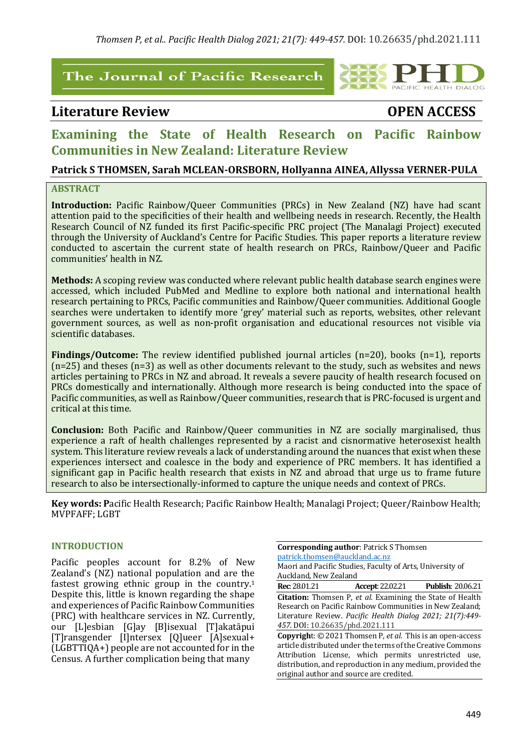## Literature Review

**OPEN ACCESS**

# Examining the State of Health Research on Pacific Rainbow Communities in New Zealand: Literature Review

**Patrick S THOMSEN, Sarah MCLEAN-ORSBORN, Hollyanna AINEA, Allyssa VERNER-PULA**

### ABSTRACT

**Introduction:** Pacific Rainbow/Queer Communities (PRCs) in New Zealand (NZ) have had scant attention paid to the specificities of their health and wellbeing needs in research. Recently, the Health Research Council of NZ funded its first Pacific-specific PRC project (The Manalagi Project) executed through the University of Auckland's Centre for Pacific Studies. This paper reports a literature review conducted to ascertain the current state of health research on PRCs, Rainbow/Queer and Pacific communities' health in NZ.

**Methods:** A scoping review was conducted where relevant public health database search engines were accessed, which included PubMed and Medline to explore both national and international health research pertaining to PRCs, Pacific communities and Rainbow/Queer communities. Additional Google searches were undertaken to identify more 'grey' material such as reports, websites, other relevant government sources, as well as non-profit organisation and educational resources not visible via scientific databases.

**Findings/Outcome:** The review identified published journal articles (n=20), books (n=1), reports (n=25) and theses (n=3) as well as other documents relevant to the study, such as websites and news articles pertaining to PRCs in NZ and abroad. It reveals a severe paucity of health research focused on PRCs domestically and internationally. Although more research is being conducted into the space of Pacific communities, as well as Rainbow/Queer communities, research that is PRC-focused is urgent and critical at this time.

**Conclusion:** Both Pacific and Rainbow/Queer communities in NZ are socially marginalised, thus experience a raft of health challenges represented by a racist and cisnormative heterosexist health system. This literature review reveals a lack of understanding around the nuances that exist when these experiences intersect and coalesce in the body and experience of PRC members. It has identified a significant gap in Pacific health research that exists in NZ and abroad that urge us to frame future research to also be intersectionally-informed to capture the unique needs and context of PRCs.

**Key words:** Pacific Health Research; Pacific Rainbow Health; Manalagi Project; Queer/Rainbow Health; MVPFAFF; LGBT

### INTRODUCTION

Pacific peoples account for 8.2% of New Zealand's (NZ) national population and are the fastest growing ethnic group in the country.[1] Despite this, little is known regarding the shape and experiences of Pacific Rainbow Communities (PRC) with healthcare services in NZ. Currently, our [L]esbian [G]ay [B]isexual [T]akatāpui [T]ransgender [I]ntersex [Q]ueer [A]sexual+ (LGBTTIQA+) people are not accounted for in the Census. A further complication being that many

**Corresponding author**: Patrick S Thomsen
patrick.thomsen@auckland.ac.nz
Maori and Pacific Studies, Faculty of Arts, University of Auckland, New Zealand

**Rec**: 28.01.21 **Accept**: 22.02.21 **Publish**: 20.06.21

**Citation:** Thomsen P, *et al.* Examining the State of Health Research on Pacific Rainbow Communities in New Zealand; Literature Review. *Pacific Health Dialog 2021; 21(7):449-457.* DOI: 10.26635/phd.2021.111

**Copyright**: © 2021 Thomsen P, *et al.* This is an open-access article distributed under the terms of the Creative Commons Attribution License, which permits unrestricted use, distribution, and reproduction in any medium, provided the original author and source are credited.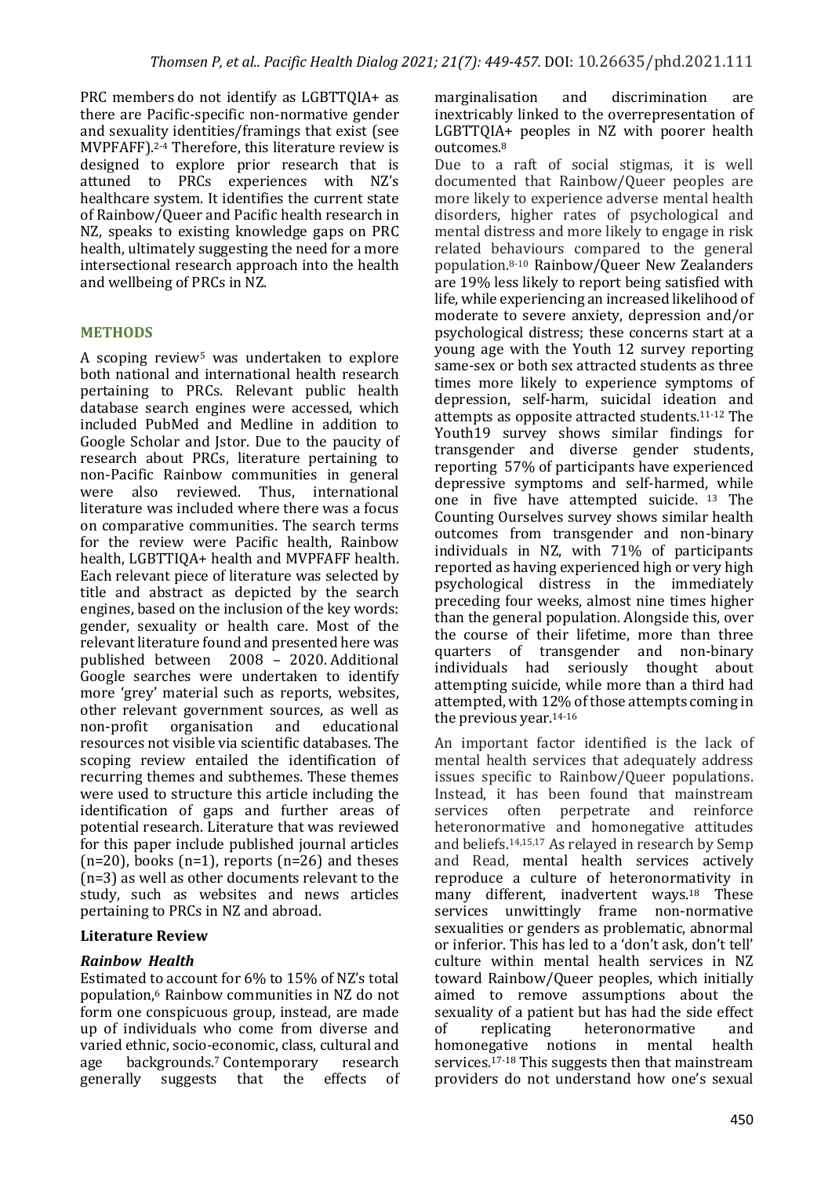PRC members do not identify as LGBTTQIA+ as there are Pacific-specific non-normative gender and sexuality identities/framings that exist (see MVPFAFF).[2-4] Therefore, this literature review is designed to explore prior research that is attuned to PRCs experiences with NZ's healthcare system. It identifies the current state of Rainbow/Queer and Pacific health research in NZ, speaks to existing knowledge gaps on PRC health, ultimately suggesting the need for a more intersectional research approach into the health and wellbeing of PRCs in NZ.

## METHODS

A scoping review[5] was undertaken to explore both national and international health research pertaining to PRCs. Relevant public health database search engines were accessed, which included PubMed and Medline in addition to Google Scholar and Jstor. Due to the paucity of research about PRCs, literature pertaining to non-Pacific Rainbow communities in general were also reviewed. Thus, international literature was included where there was a focus on comparative communities. The search terms for the review were Pacific health, Rainbow health, LGBTTIQA+ health and MVPFAFF health. Each relevant piece of literature was selected by title and abstract as depicted by the search engines, based on the inclusion of the key words: gender, sexuality or health care. Most of the relevant literature found and presented here was published between 2008 – 2020. Additional Google searches were undertaken to identify more 'grey' material such as reports, websites, other relevant government sources, as well as non-profit organisation and educational resources not visible via scientific databases. The scoping review entailed the identification of recurring themes and subthemes. These themes were used to structure this article including the identification of gaps and further areas of potential research. Literature that was reviewed for this paper include published journal articles (n=20), books (n=1), reports (n=26) and theses (n=3) as well as other documents relevant to the study, such as websites and news articles pertaining to PRCs in NZ and abroad.

### Literature Review

#### *Rainbow Health*

Estimated to account for 6% to 15% of NZ's total population,[6] Rainbow communities in NZ do not form one conspicuous group, instead, are made up of individuals who come from diverse and varied ethnic, socio-economic, class, cultural and age backgrounds.[7] Contemporary research generally suggests that the effects of marginalisation and discrimination are inextricably linked to the overrepresentation of LGBTTQIA+ peoples in NZ with poorer health outcomes.[8]

Due to a raft of social stigmas, it is well documented that Rainbow/Queer peoples are more likely to experience adverse mental health disorders, higher rates of psychological and mental distress and more likely to engage in risk related behaviours compared to the general population.[8-10] Rainbow/Queer New Zealanders are 19% less likely to report being satisfied with life, while experiencing an increased likelihood of moderate to severe anxiety, depression and/or psychological distress; these concerns start at a young age with the Youth 12 survey reporting same-sex or both sex attracted students as three times more likely to experience symptoms of depression, self-harm, suicidal ideation and attempts as opposite attracted students.[11-12] The Youth19 survey shows similar findings for transgender and diverse gender students, reporting 57% of participants have experienced depressive symptoms and self-harmed, while one in five have attempted suicide. [13] The Counting Ourselves survey shows similar health outcomes from transgender and non-binary individuals in NZ, with 71% of participants reported as having experienced high or very high psychological distress in the immediately preceding four weeks, almost nine times higher than the general population. Alongside this, over the course of their lifetime, more than three quarters of transgender and non-binary individuals had seriously thought about attempting suicide, while more than a third had attempted, with 12% of those attempts coming in the previous year.[14-16]

An important factor identified is the lack of mental health services that adequately address issues specific to Rainbow/Queer populations. Instead, it has been found that mainstream services often perpetrate and reinforce heteronormative and homonegative attitudes and beliefs.[14,15,17] As relayed in research by Semp and Read, mental health services actively reproduce a culture of heteronormativity in many different, inadvertent ways.[18] These services unwittingly frame non-normative sexualities or genders as problematic, abnormal or inferior. This has led to a 'don't ask, don't tell' culture within mental health services in NZ toward Rainbow/Queer peoples, which initially aimed to remove assumptions about the sexuality of a patient but has had the side effect of replicating heteronormative and homonegative notions in mental health services.[17-18] This suggests then that mainstream providers do not understand how one's sexual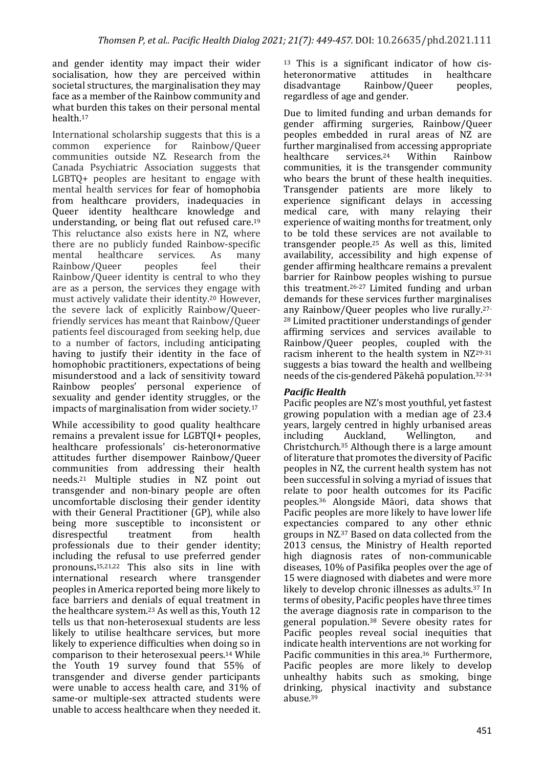and gender identity may impact their wider socialisation, how they are perceived within societal structures, the marginalisation they may face as a member of the Rainbow community and what burden this takes on their personal mental health.[17]

International scholarship suggests that this is a common experience for Rainbow/Queer communities outside NZ. Research from the Canada Psychiatric Association suggests that LGBTQ+ peoples are hesitant to engage with mental health services for fear of homophobia from healthcare providers, inadequacies in Queer identity healthcare knowledge and understanding, or being flat out refused care.[19] This reluctance also exists here in NZ, where there are no publicly funded Rainbow-specific mental healthcare services. As many Rainbow/Queer peoples feel their Rainbow/Queer identity is central to who they are as a person, the services they engage with must actively validate their identity.[20] However, the severe lack of explicitly Rainbow/Queer-friendly services has meant that Rainbow/Queer patients feel discouraged from seeking help, due to a number of factors, including anticipating having to justify their identity in the face of homophobic practitioners, expectations of being misunderstood and a lack of sensitivity toward Rainbow peoples' personal experience of sexuality and gender identity struggles, or the impacts of marginalisation from wider society.[17]

While accessibility to good quality healthcare remains a prevalent issue for LGBTQI+ peoples, healthcare professionals' cis-heteronormative attitudes further disempower Rainbow/Queer communities from addressing their health needs.[21] Multiple studies in NZ point out transgender and non-binary people are often uncomfortable disclosing their gender identity with their General Practitioner (GP), while also being more susceptible to inconsistent or disrespectful treatment from health professionals due to their gender identity; including the refusal to use preferred gender pronouns.[15,21,22] This also sits in line with international research where transgender peoples in America reported being more likely to face barriers and denials of equal treatment in the healthcare system.[23] As well as this, Youth 12 tells us that non-heterosexual students are less likely to utilise healthcare services, but more likely to experience difficulties when doing so in comparison to their heterosexual peers.[14] While the Youth 19 survey found that 55% of transgender and diverse gender participants were unable to access health care, and 31% of same-or multiple-sex attracted students were unable to access healthcare when they needed it.[13] This is a significant indicator of how cis-heteronormative attitudes in healthcare disadvantage Rainbow/Queer peoples, regardless of age and gender.

Due to limited funding and urban demands for gender affirming surgeries, Rainbow/Queer peoples embedded in rural areas of NZ are further marginalised from accessing appropriate healthcare services.[24] Within Rainbow communities, it is the transgender community who bears the brunt of these health inequities. Transgender patients are more likely to experience significant delays in accessing medical care, with many relaying their experience of waiting months for treatment, only to be told these services are not available to transgender people.[25] As well as this, limited availability, accessibility and high expense of gender affirming healthcare remains a prevalent barrier for Rainbow peoples wishing to pursue this treatment.[26-27] Limited funding and urban demands for these services further marginalises any Rainbow/Queer peoples who live rurally.[27-28] Limited practitioner understandings of gender affirming services and services available to Rainbow/Queer peoples, coupled with the racism inherent to the health system in NZ[29-31] suggests a bias toward the health and wellbeing needs of the cis-gendered Pākehā population.[32-34]

### *Pacific Health*

Pacific peoples are NZ's most youthful, yet fastest growing population with a median age of 23.4 years, largely centred in highly urbanised areas including Auckland, Wellington, and Christchurch.[35] Although there is a large amount of literature that promotes the diversity of Pacific peoples in NZ, the current health system has not been successful in solving a myriad of issues that relate to poor health outcomes for its Pacific peoples.[36] Alongside Māori, data shows that Pacific peoples are more likely to have lower life expectancies compared to any other ethnic groups in NZ.[37] Based on data collected from the 2013 census, the Ministry of Health reported high diagnosis rates of non-communicable diseases, 10% of Pasifika peoples over the age of 15 were diagnosed with diabetes and were more likely to develop chronic illnesses as adults.[37] In terms of obesity, Pacific peoples have three times the average diagnosis rate in comparison to the general population.[38] Severe obesity rates for Pacific peoples reveal social inequities that indicate health interventions are not working for Pacific communities in this area.[36] Furthermore, Pacific peoples are more likely to develop unhealthy habits such as smoking, binge drinking, physical inactivity and substance abuse.[39]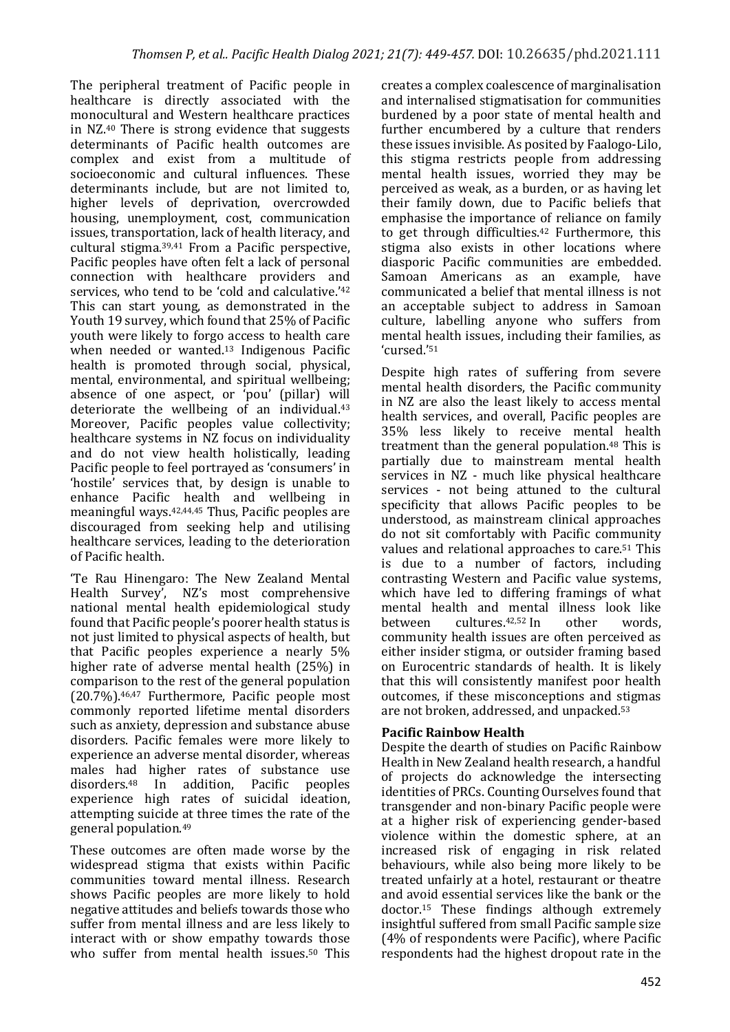The peripheral treatment of Pacific people in healthcare is directly associated with the monocultural and Western healthcare practices in NZ.[40] There is strong evidence that suggests determinants of Pacific health outcomes are complex and exist from a multitude of socioeconomic and cultural influences. These determinants include, but are not limited to, higher levels of deprivation, overcrowded housing, unemployment, cost, communication issues, transportation, lack of health literacy, and cultural stigma.[39,41] From a Pacific perspective, Pacific peoples have often felt a lack of personal connection with healthcare providers and services, who tend to be 'cold and calculative.'[42] This can start young, as demonstrated in the Youth 19 survey, which found that 25% of Pacific youth were likely to forgo access to health care when needed or wanted.[13] Indigenous Pacific health is promoted through social, physical, mental, environmental, and spiritual wellbeing; absence of one aspect, or 'pou' (pillar) will deteriorate the wellbeing of an individual.[43] Moreover, Pacific peoples value collectivity; healthcare systems in NZ focus on individuality and do not view health holistically, leading Pacific people to feel portrayed as 'consumers' in 'hostile' services that, by design is unable to enhance Pacific health and wellbeing in meaningful ways.[42,44,45] Thus, Pacific peoples are discouraged from seeking help and utilising healthcare services, leading to the deterioration of Pacific health.

'Te Rau Hinengaro: The New Zealand Mental Health Survey', NZ's most comprehensive national mental health epidemiological study found that Pacific people's poorer health status is not just limited to physical aspects of health, but that Pacific peoples experience a nearly 5% higher rate of adverse mental health (25%) in comparison to the rest of the general population (20.7%).[46,47] Furthermore, Pacific people most commonly reported lifetime mental disorders such as anxiety, depression and substance abuse disorders. Pacific females were more likely to experience an adverse mental disorder, whereas males had higher rates of substance use disorders.[48] In addition, Pacific peoples experience high rates of suicidal ideation, attempting suicide at three times the rate of the general population.[49]

These outcomes are often made worse by the widespread stigma that exists within Pacific communities toward mental illness. Research shows Pacific peoples are more likely to hold negative attitudes and beliefs towards those who suffer from mental illness and are less likely to interact with or show empathy towards those who suffer from mental health issues.[50] This creates a complex coalescence of marginalisation and internalised stigmatisation for communities burdened by a poor state of mental health and further encumbered by a culture that renders these issues invisible. As posited by Faalogo-Lilo, this stigma restricts people from addressing mental health issues, worried they may be perceived as weak, as a burden, or as having let their family down, due to Pacific beliefs that emphasise the importance of reliance on family to get through difficulties.[42] Furthermore, this stigma also exists in other locations where diasporic Pacific communities are embedded. Samoan Americans as an example, have communicated a belief that mental illness is not an acceptable subject to address in Samoan culture, labelling anyone who suffers from mental health issues, including their families, as 'cursed.'[51]

Despite high rates of suffering from severe mental health disorders, the Pacific community in NZ are also the least likely to access mental health services, and overall, Pacific peoples are 35% less likely to receive mental health treatment than the general population.[48] This is partially due to mainstream mental health services in NZ - much like physical healthcare services - not being attuned to the cultural specificity that allows Pacific peoples to be understood, as mainstream clinical approaches do not sit comfortably with Pacific community values and relational approaches to care.[51] This is due to a number of factors, including contrasting Western and Pacific value systems, which have led to differing framings of what mental health and mental illness look like between cultures.[42,52] In other words, community health issues are often perceived as either insider stigma, or outsider framing based on Eurocentric standards of health. It is likely that this will consistently manifest poor health outcomes, if these misconceptions and stigmas are not broken, addressed, and unpacked.[53]

### Pacific Rainbow Health

Despite the dearth of studies on Pacific Rainbow Health in New Zealand health research, a handful of projects do acknowledge the intersecting identities of PRCs. Counting Ourselves found that transgender and non-binary Pacific people were at a higher risk of experiencing gender-based violence within the domestic sphere, at an increased risk of engaging in risk related behaviours, while also being more likely to be treated unfairly at a hotel, restaurant or theatre and avoid essential services like the bank or the doctor.[15] These findings although extremely insightful suffered from small Pacific sample size (4% of respondents were Pacific), where Pacific respondents had the highest dropout rate in the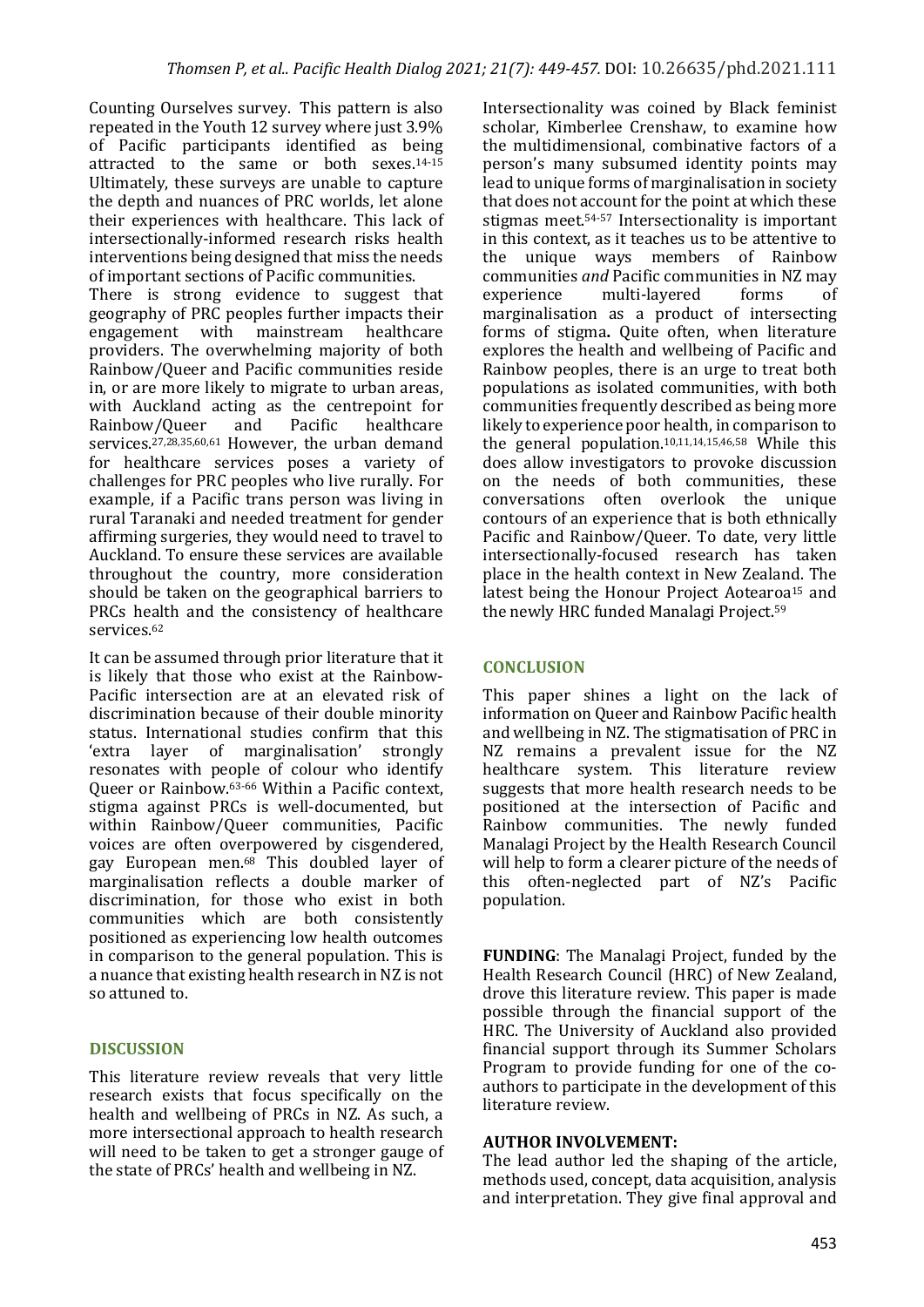Counting Ourselves survey. This pattern is also repeated in the Youth 12 survey where just 3.9% of Pacific participants identified as being attracted to the same or both sexes.[14-15] Ultimately, these surveys are unable to capture the depth and nuances of PRC worlds, let alone their experiences with healthcare. This lack of intersectionally-informed research risks health interventions being designed that miss the needs of important sections of Pacific communities.

There is strong evidence to suggest that geography of PRC peoples further impacts their engagement with mainstream healthcare providers. The overwhelming majority of both Rainbow/Queer and Pacific communities reside in, or are more likely to migrate to urban areas, with Auckland acting as the centrepoint for Rainbow/Queer and Pacific healthcare services.[27,28,35,60,61] However, the urban demand for healthcare services poses a variety of challenges for PRC peoples who live rurally. For example, if a Pacific trans person was living in rural Taranaki and needed treatment for gender affirming surgeries, they would need to travel to Auckland. To ensure these services are available throughout the country, more consideration should be taken on the geographical barriers to PRCs health and the consistency of healthcare services.[62]

It can be assumed through prior literature that it is likely that those who exist at the Rainbow-Pacific intersection are at an elevated risk of discrimination because of their double minority status. International studies confirm that this 'extra layer of marginalisation' strongly resonates with people of colour who identify Queer or Rainbow.[63-66] Within a Pacific context, stigma against PRCs is well-documented, but within Rainbow/Queer communities, Pacific voices are often overpowered by cisgendered, gay European men.[68] This doubled layer of marginalisation reflects a double marker of discrimination, for those who exist in both communities which are both consistently positioned as experiencing low health outcomes in comparison to the general population. This is a nuance that existing health research in NZ is not so attuned to.

## DISCUSSION

This literature review reveals that very little research exists that focus specifically on the health and wellbeing of PRCs in NZ. As such, a more intersectional approach to health research will need to be taken to get a stronger gauge of the state of PRCs' health and wellbeing in NZ.

Intersectionality was coined by Black feminist scholar, Kimberlee Crenshaw, to examine how the multidimensional, combinative factors of a person's many subsumed identity points may lead to unique forms of marginalisation in society that does not account for the point at which these stigmas meet.[54-57] Intersectionality is important in this context, as it teaches us to be attentive to the unique ways members of Rainbow communities *and* Pacific communities in NZ may experience multi-layered forms of marginalisation as a product of intersecting forms of stigma**.** Quite often, when literature explores the health and wellbeing of Pacific and Rainbow peoples, there is an urge to treat both populations as isolated communities, with both communities frequently described as being more likely to experience poor health, in comparison to the general population.[10,11,14,15,46,58] While this does allow investigators to provoke discussion on the needs of both communities, these conversations often overlook the unique contours of an experience that is both ethnically Pacific and Rainbow/Queer. To date, very little intersectionally-focused research has taken place in the health context in New Zealand. The latest being the Honour Project Aotearoa[15] and the newly HRC funded Manalagi Project.[59]

## CONCLUSION

This paper shines a light on the lack of information on Queer and Rainbow Pacific health and wellbeing in NZ. The stigmatisation of PRC in NZ remains a prevalent issue for the NZ healthcare system. This literature review suggests that more health research needs to be positioned at the intersection of Pacific and Rainbow communities. The newly funded Manalagi Project by the Health Research Council will help to form a clearer picture of the needs of this often-neglected part of NZ's Pacific population.

**FUNDING**: The Manalagi Project, funded by the Health Research Council (HRC) of New Zealand, drove this literature review. This paper is made possible through the financial support of the HRC. The University of Auckland also provided financial support through its Summer Scholars Program to provide funding for one of the co-authors to participate in the development of this literature review.

**AUTHOR INVOLVEMENT:**

The lead author led the shaping of the article, methods used, concept, data acquisition, analysis and interpretation. They give final approval and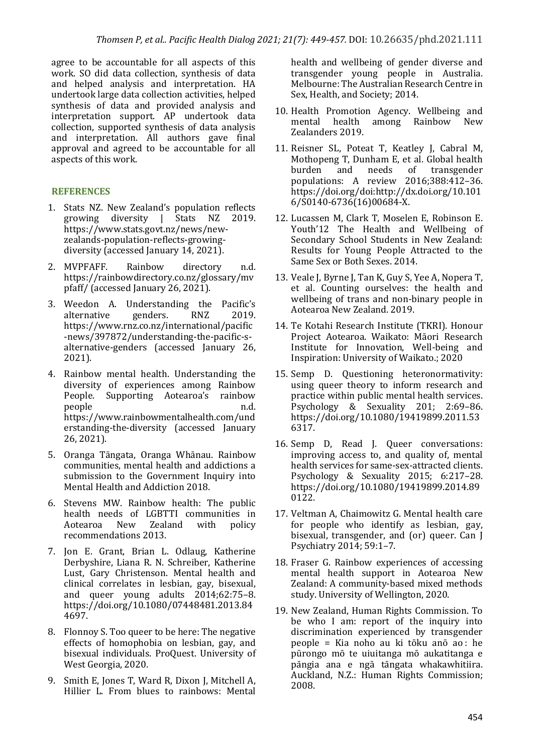agree to be accountable for all aspects of this work. SO did data collection, synthesis of data and helped analysis and interpretation. HA undertook large data collection activities, helped synthesis of data and provided analysis and interpretation support. AP undertook data collection, supported synthesis of data analysis and interpretation. All authors gave final approval and agreed to be accountable for all aspects of this work.

## REFERENCES

1. Stats NZ. New Zealand's population reflects growing diversity | Stats NZ 2019. https://www.stats.govt.nz/news/new-zealands-population-reflects-growing-diversity (accessed January 14, 2021).
2. MVPFAFF. Rainbow directory n.d. https://rainbowdirectory.co.nz/glossary/mvpfaff/ (accessed January 26, 2021).
3. Weedon A. Understanding the Pacific's alternative genders. RNZ 2019. https://www.rnz.co.nz/international/pacific-news/397872/understanding-the-pacific-s-alternative-genders (accessed January 26, 2021).
4. Rainbow mental health. Understanding the diversity of experiences among Rainbow People. Supporting Aotearoa's rainbow people n.d. https://www.rainbowmentalhealth.com/understanding-the-diversity (accessed January 26, 2021).
5. Oranga Tāngata, Oranga Whānau. Rainbow communities, mental health and addictions a submission to the Government Inquiry into Mental Health and Addiction 2018.
6. Stevens MW. Rainbow health: The public health needs of LGBTTI communities in Aotearoa New Zealand with policy recommendations 2013.
7. Jon E. Grant, Brian L. Odlaug, Katherine Derbyshire, Liana R. N. Schreiber, Katherine Lust, Gary Christenson. Mental health and clinical correlates in lesbian, gay, bisexual, and queer young adults 2014;62:75–8. https://doi.org/10.1080/07448481.2013.844697.
8. Flonnoy S. Too queer to be here: The negative effects of homophobia on lesbian, gay, and bisexual individuals. ProQuest. University of West Georgia, 2020.
9. Smith E, Jones T, Ward R, Dixon J, Mitchell A, Hillier L. From blues to rainbows: Mental health and wellbeing of gender diverse and transgender young people in Australia. Melbourne: The Australian Research Centre in Sex, Health, and Society; 2014.
10. Health Promotion Agency. Wellbeing and mental health among Rainbow New Zealanders 2019.
11. Reisner SL, Poteat T, Keatley J, Cabral M, Mothopeng T, Dunham E, et al. Global health burden and needs of transgender populations: A review 2016;388:412–36. https://doi.org/doi:http://dx.doi.org/10.1016/S0140-6736(16)00684-X.
12. Lucassen M, Clark T, Moselen E, Robinson E. Youth'12 The Health and Wellbeing of Secondary School Students in New Zealand: Results for Young People Attracted to the Same Sex or Both Sexes. 2014.
13. Veale J, Byrne J, Tan K, Guy S, Yee A, Nopera T, et al. Counting ourselves: the health and wellbeing of trans and non-binary people in Aotearoa New Zealand. 2019.
14. Te Kotahi Research Institute (TKRI). Honour Project Aotearoa. Waikato: Māori Research Institute for Innovation, Well-being and Inspiration: University of Waikato.; 2020
15. Semp D. Questioning heteronormativity: using queer theory to inform research and practice within public mental health services. Psychology & Sexuality 201; 2:69–86. https://doi.org/10.1080/19419899.2011.536317.
16. Semp D, Read J. Queer conversations: improving access to, and quality of, mental health services for same-sex-attracted clients. Psychology & Sexuality 2015; 6:217–28. https://doi.org/10.1080/19419899.2014.890122.
17. Veltman A, Chaimowitz G. Mental health care for people who identify as lesbian, gay, bisexual, transgender, and (or) queer. Can J Psychiatry 2014; 59:1–7.
18. Fraser G. Rainbow experiences of accessing mental health support in Aotearoa New Zealand: A community-based mixed methods study. University of Wellington, 2020.
19. New Zealand, Human Rights Commission. To be who I am: report of the inquiry into discrimination experienced by transgender people = Kia noho au ki tōku anō ao : he pūrongo mō te uiuitanga mō aukatitanga e pāngia ana e ngā tāngata whakawhitiira. Auckland, N.Z.: Human Rights Commission; 2008.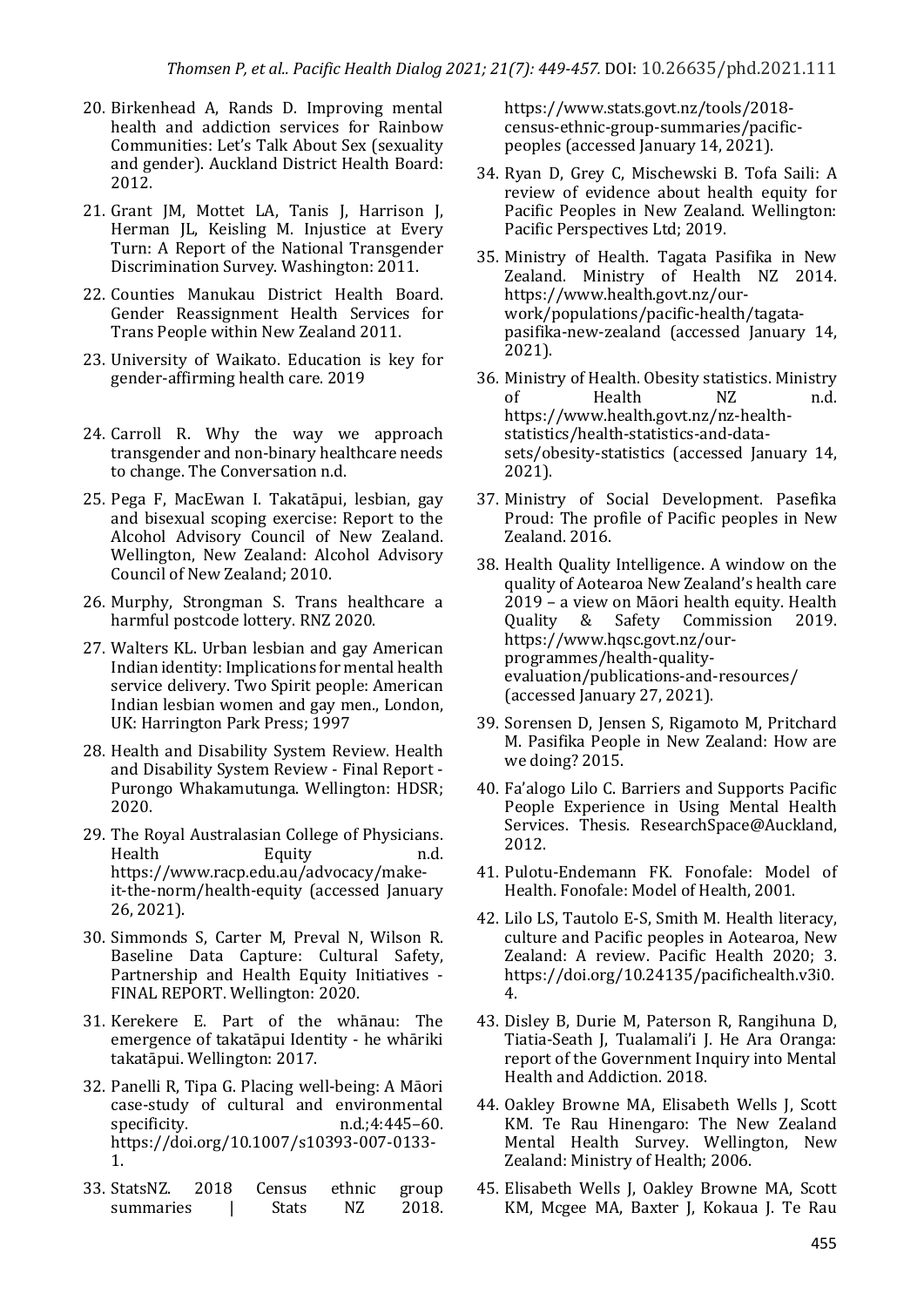20. Birkenhead A, Rands D. Improving mental health and addiction services for Rainbow Communities: Let's Talk About Sex (sexuality and gender). Auckland District Health Board: 2012.

21. Grant JM, Mottet LA, Tanis J, Harrison J, Herman JL, Keisling M. Injustice at Every Turn: A Report of the National Transgender Discrimination Survey. Washington: 2011.

22. Counties Manukau District Health Board. Gender Reassignment Health Services for Trans People within New Zealand 2011.

23. University of Waikato. Education is key for gender-affirming health care. 2019

24. Carroll R. Why the way we approach transgender and non-binary healthcare needs to change. The Conversation n.d.

25. Pega F, MacEwan I. Takatāpui, lesbian, gay and bisexual scoping exercise: Report to the Alcohol Advisory Council of New Zealand. Wellington, New Zealand: Alcohol Advisory Council of New Zealand; 2010.

26. Murphy, Strongman S. Trans healthcare a harmful postcode lottery. RNZ 2020.

27. Walters KL. Urban lesbian and gay American Indian identity: Implications for mental health service delivery. Two Spirit people: American Indian lesbian women and gay men., London, UK: Harrington Park Press; 1997

28. Health and Disability System Review. Health and Disability System Review - Final Report - Purongo Whakamutunga. Wellington: HDSR; 2020.

29. The Royal Australasian College of Physicians. Health Equity n.d. https://www.racp.edu.au/advocacy/make-it-the-norm/health-equity (accessed January 26, 2021).

30. Simmonds S, Carter M, Preval N, Wilson R. Baseline Data Capture: Cultural Safety, Partnership and Health Equity Initiatives - FINAL REPORT. Wellington: 2020.

31. Kerekere E. Part of the whānau: The emergence of takatāpui Identity - he whāriki takatāpui. Wellington: 2017.

32. Panelli R, Tipa G. Placing well-being: A Māori case-study of cultural and environmental specificity. n.d.;4:445–60. https://doi.org/10.1007/s10393-007-0133-1.

33. StatsNZ. 2018 Census ethnic group summaries | Stats NZ 2018. https://www.stats.govt.nz/tools/2018-census-ethnic-group-summaries/pacific-peoples (accessed January 14, 2021).

34. Ryan D, Grey C, Mischewski B. Tofa Saili: A review of evidence about health equity for Pacific Peoples in New Zealand. Wellington: Pacific Perspectives Ltd; 2019.

35. Ministry of Health. Tagata Pasifika in New Zealand. Ministry of Health NZ 2014. https://www.health.govt.nz/our-work/populations/pacific-health/tagata-pasifika-new-zealand (accessed January 14, 2021).

36. Ministry of Health. Obesity statistics. Ministry of Health NZ n.d. https://www.health.govt.nz/nz-health-statistics/health-statistics-and-data-sets/obesity-statistics (accessed January 14, 2021).

37. Ministry of Social Development. Pasefika Proud: The profile of Pacific peoples in New Zealand. 2016.

38. Health Quality Intelligence. A window on the quality of Aotearoa New Zealand's health care 2019 – a view on Māori health equity. Health Quality & Safety Commission 2019. https://www.hqsc.govt.nz/our-programmes/health-quality-evaluation/publications-and-resources/ (accessed January 27, 2021).

39. Sorensen D, Jensen S, Rigamoto M, Pritchard M. Pasifika People in New Zealand: How are we doing? 2015.

40. Fa'alogo Lilo C. Barriers and Supports Pacific People Experience in Using Mental Health Services. Thesis. ResearchSpace@Auckland, 2012.

41. Pulotu-Endemann FK. Fonofale: Model of Health. Fonofale: Model of Health, 2001.

42. Lilo LS, Tautolo E-S, Smith M. Health literacy, culture and Pacific peoples in Aotearoa, New Zealand: A review. Pacific Health 2020; 3. https://doi.org/10.24135/pacifichealth.v3i0.4.

43. Disley B, Durie M, Paterson R, Rangihuna D, Tiatia-Seath J, Tualamali'i J. He Ara Oranga: report of the Government Inquiry into Mental Health and Addiction. 2018.

44. Oakley Browne MA, Elisabeth Wells J, Scott KM. Te Rau Hinengaro: The New Zealand Mental Health Survey. Wellington, New Zealand: Ministry of Health; 2006.

45. Elisabeth Wells J, Oakley Browne MA, Scott KM, Mcgee MA, Baxter J, Kokaua J. Te Rau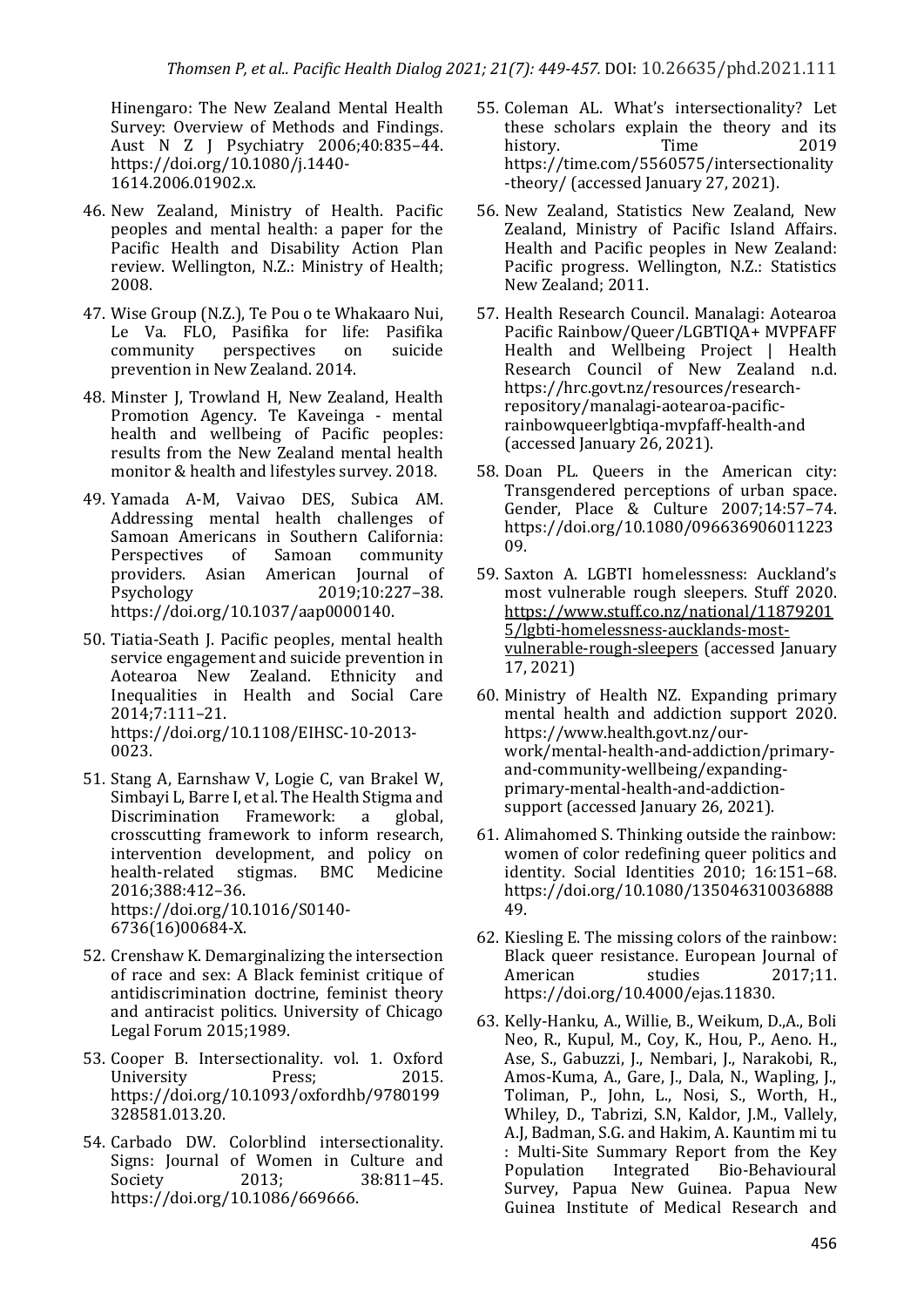Hinengaro: The New Zealand Mental Health Survey: Overview of Methods and Findings. Aust N Z J Psychiatry 2006;40:835–44. https://doi.org/10.1080/j.1440-1614.2006.01902.x.

46. New Zealand, Ministry of Health. Pacific peoples and mental health: a paper for the Pacific Health and Disability Action Plan review. Wellington, N.Z.: Ministry of Health; 2008.
47. Wise Group (N.Z.), Te Pou o te Whakaaro Nui, Le Va. FLO, Pasifika for life: Pasifika community perspectives on suicide prevention in New Zealand. 2014.
48. Minster J, Trowland H, New Zealand, Health Promotion Agency. Te Kaveinga - mental health and wellbeing of Pacific peoples: results from the New Zealand mental health monitor & health and lifestyles survey. 2018.
49. Yamada A-M, Vaivao DES, Subica AM. Addressing mental health challenges of Samoan Americans in Southern California: Perspectives of Samoan community providers. Asian American Journal of Psychology 2019;10:227–38. https://doi.org/10.1037/aap0000140.
50. Tiatia-Seath J. Pacific peoples, mental health service engagement and suicide prevention in Aotearoa New Zealand. Ethnicity and Inequalities in Health and Social Care 2014;7:111–21. https://doi.org/10.1108/EIHSC-10-2013-0023.
51. Stang A, Earnshaw V, Logie C, van Brakel W, Simbayi L, Barre I, et al. The Health Stigma and Discrimination Framework: a global, crosscutting framework to inform research, intervention development, and policy on health-related stigmas. BMC Medicine 2016;388:412–36. https://doi.org/10.1016/S0140-6736(16)00684-X.
52. Crenshaw K. Demarginalizing the intersection of race and sex: A Black feminist critique of antidiscrimination doctrine, feminist theory and antiracist politics. University of Chicago Legal Forum 2015;1989.
53. Cooper B. Intersectionality. vol. 1. Oxford University Press; 2015. https://doi.org/10.1093/oxfordhb/9780199328581.013.20.
54. Carbado DW. Colorblind intersectionality. Signs: Journal of Women in Culture and Society 2013; 38:811–45. https://doi.org/10.1086/669666.
55. Coleman AL. What's intersectionality? Let these scholars explain the theory and its history. Time 2019 https://time.com/5560575/intersectionality-theory/ (accessed January 27, 2021).
56. New Zealand, Statistics New Zealand, New Zealand, Ministry of Pacific Island Affairs. Health and Pacific peoples in New Zealand: Pacific progress. Wellington, N.Z.: Statistics New Zealand; 2011.
57. Health Research Council. Manalagi: Aotearoa Pacific Rainbow/Queer/LGBTIQA+ MVPFAFF Health and Wellbeing Project | Health Research Council of New Zealand n.d. https://hrc.govt.nz/resources/research-repository/manalagi-aotearoa-pacific-rainbowqueerlgbtiqa-mvpfaff-health-and (accessed January 26, 2021).
58. Doan PL. Queers in the American city: Transgendered perceptions of urban space. Gender, Place & Culture 2007;14:57–74. https://doi.org/10.1080/09663690601122309.
59. Saxton A. LGBTI homelessness: Auckland's most vulnerable rough sleepers. Stuff 2020. https://www.stuff.co.nz/national/118792015/lgbti-homelessness-aucklands-most-vulnerable-rough-sleepers (accessed January 17, 2021)
60. Ministry of Health NZ. Expanding primary mental health and addiction support 2020. https://www.health.govt.nz/our-work/mental-health-and-addiction/primary-and-community-wellbeing/expanding-primary-mental-health-and-addiction-support (accessed January 26, 2021).
61. Alimahomed S. Thinking outside the rainbow: women of color redefining queer politics and identity. Social Identities 2010; 16:151–68. https://doi.org/10.1080/13504631003688849.
62. Kiesling E. The missing colors of the rainbow: Black queer resistance. European Journal of American studies 2017;11. https://doi.org/10.4000/ejas.11830.
63. Kelly-Hanku, A., Willie, B., Weikum, D.,A., Boli Neo, R., Kupul, M., Coy, K., Hou, P., Aeno. H., Ase, S., Gabuzzi, J., Nembari, J., Narakobi, R., Amos-Kuma, A., Gare, J., Dala, N., Wapling, J., Toliman, P., John, L., Nosi, S., Worth, H., Whiley, D., Tabrizi, S.N, Kaldor, J.M., Vallely, A.J, Badman, S.G. and Hakim, A. Kauntim mi tu : Multi-Site Summary Report from the Key Population Integrated Bio-Behavioural Survey, Papua New Guinea. Papua New Guinea Institute of Medical Research and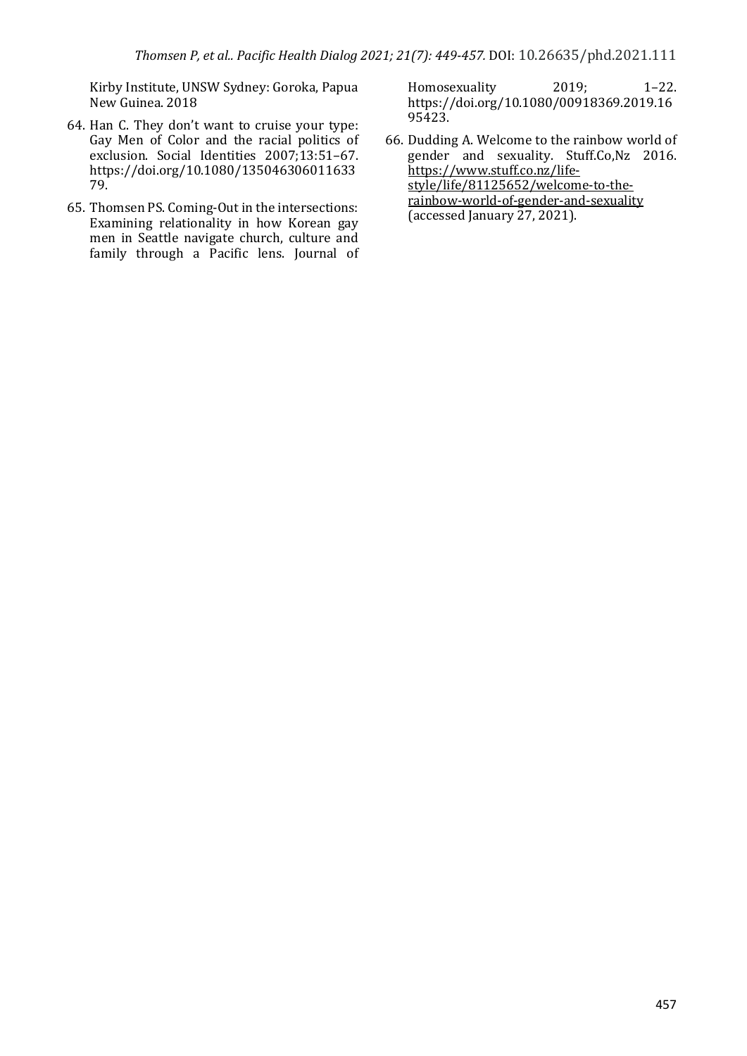Kirby Institute, UNSW Sydney: Goroka, Papua New Guinea. 2018

64. Han C. They don't want to cruise your type: Gay Men of Color and the racial politics of exclusion. Social Identities 2007;13:51–67. https://doi.org/10.1080/13504630601163379.
65. Thomsen PS. Coming-Out in the intersections: Examining relationality in how Korean gay men in Seattle navigate church, culture and family through a Pacific lens. Journal of Homosexuality 2019; 1–22. https://doi.org/10.1080/00918369.2019.1695423.
66. Dudding A. Welcome to the rainbow world of gender and sexuality. Stuff.Co,Nz 2016. https://www.stuff.co.nz/life-style/life/81125652/welcome-to-the-rainbow-world-of-gender-and-sexuality (accessed January 27, 2021).